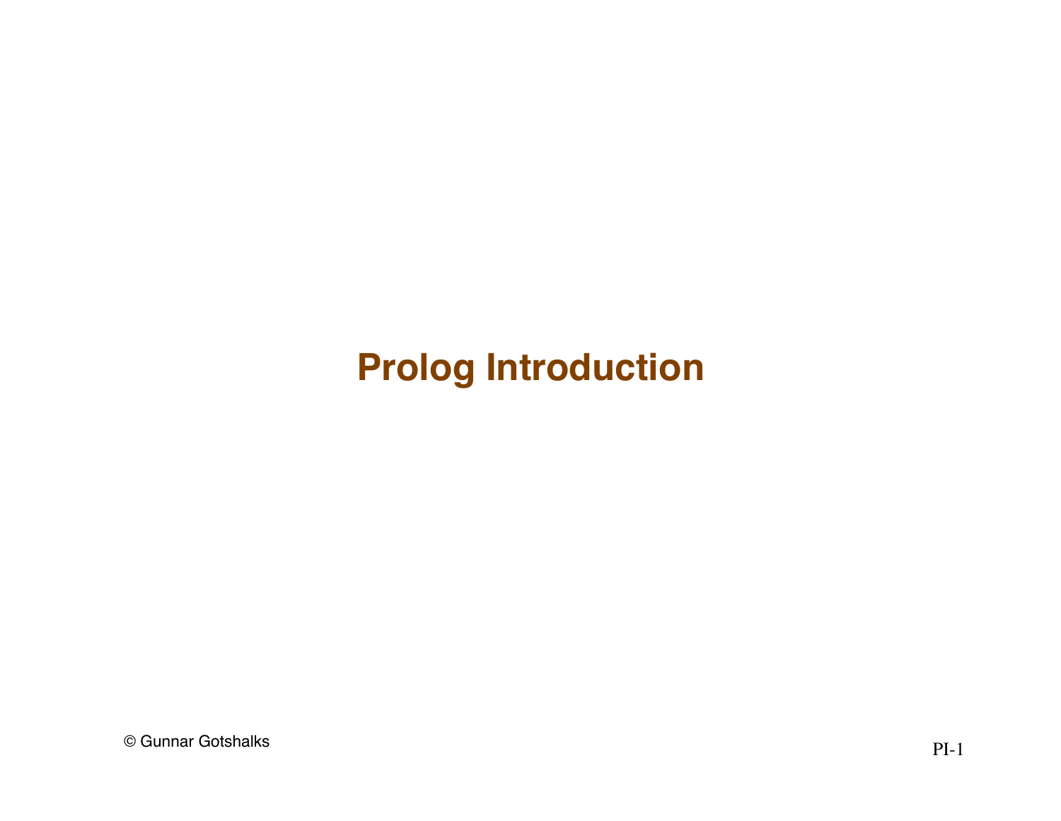# Prolog Introduction

© Gunnar Gotshalks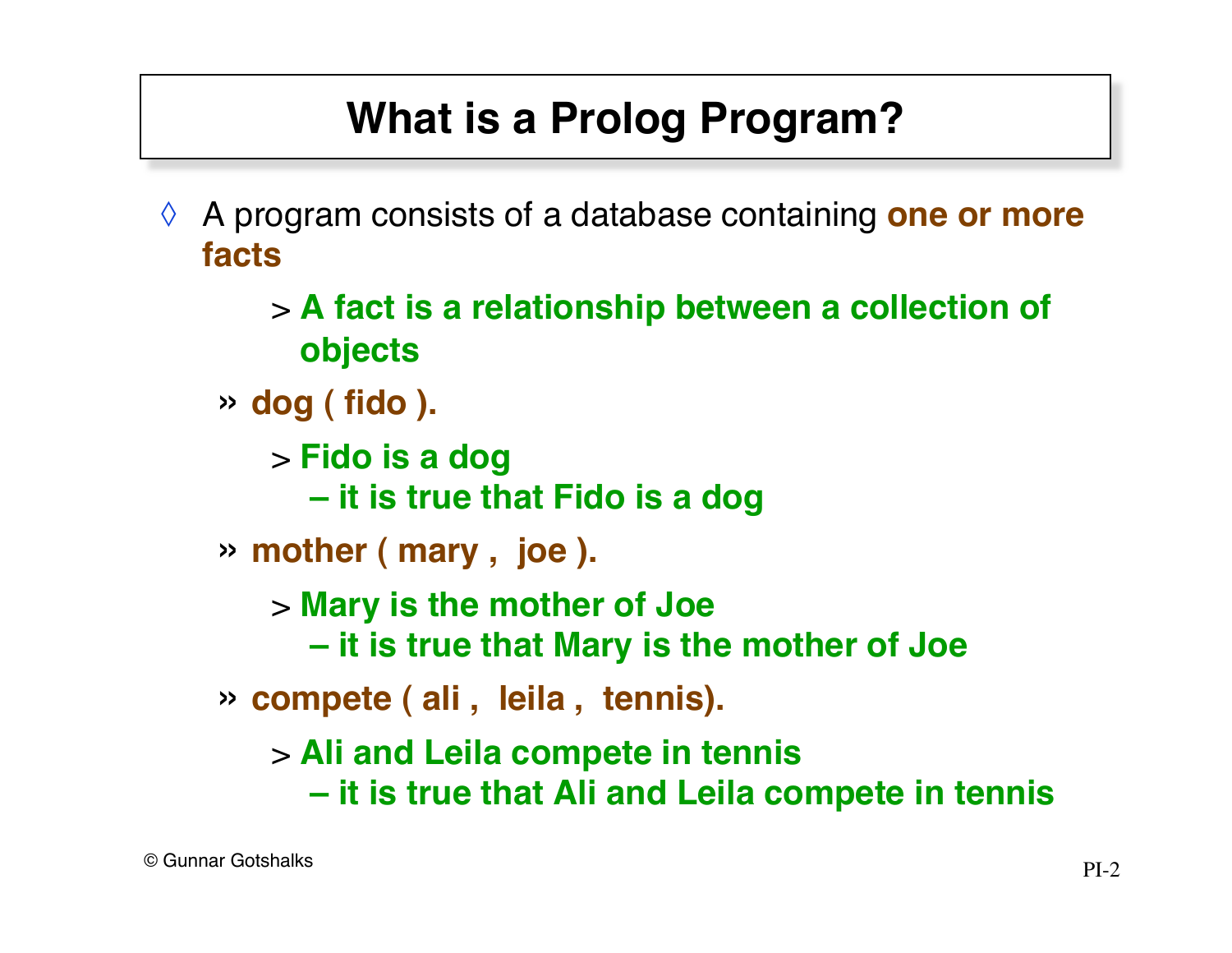# What is a Prolog Program?

- A program consists of a database containing **one or more facts**
  - > **A fact is a relationship between a collection of objects**
  - » **dog ( fido ).**
    - > **Fido is a dog**
      - **– it is true that Fido is a dog**
  - » **mother ( mary , joe ).**
    - > **Mary is the mother of Joe**
      - **– it is true that Mary is the mother of Joe**
  - » **compete ( ali , leila , tennis).**
    - > **Ali and Leila compete in tennis**
      - **– it is true that Ali and Leila compete in tennis**

© Gunnar Gotshalks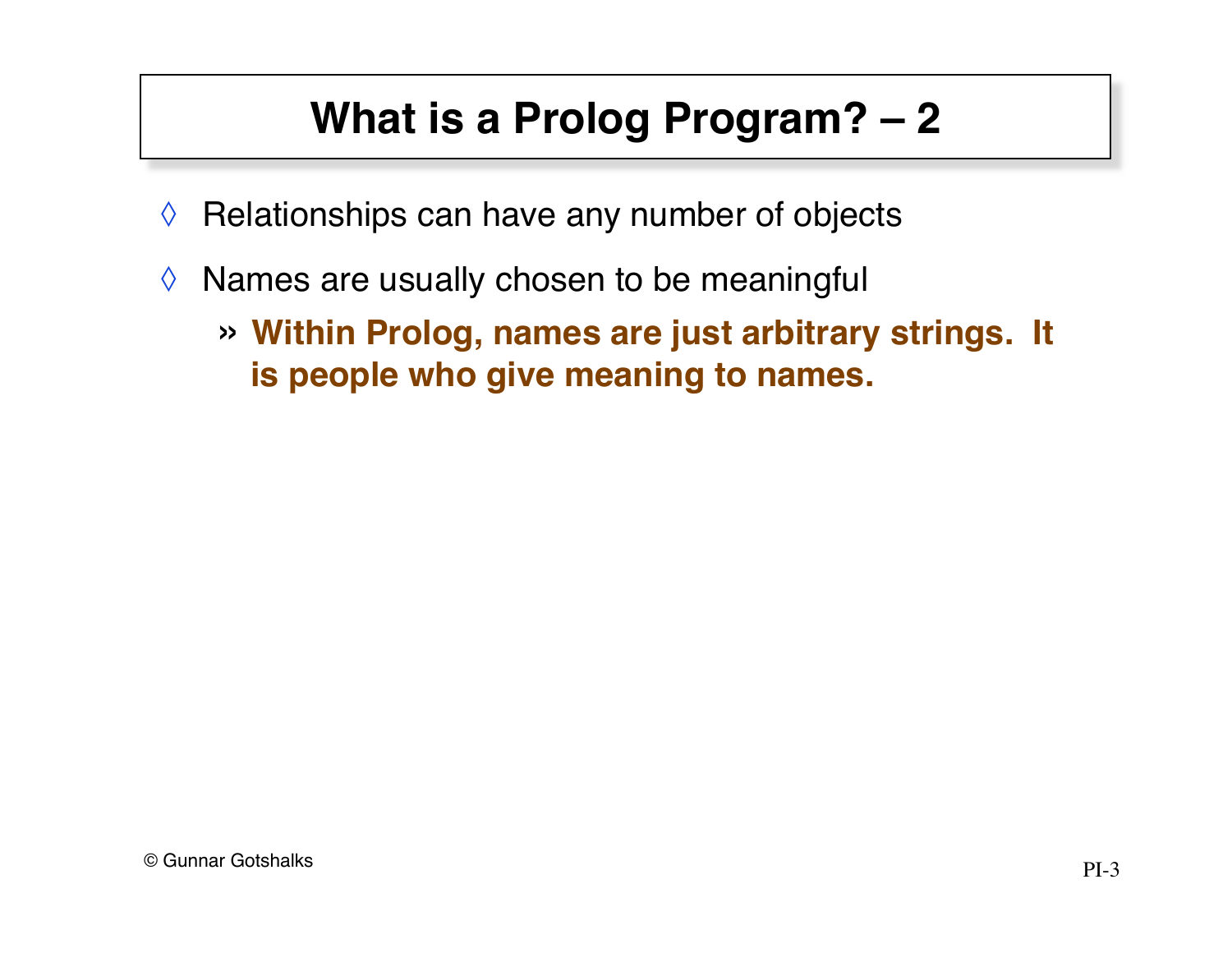# What is a Prolog Program? – 2

- Relationships can have any number of objects
- Names are usually chosen to be meaningful
  - **Within Prolog, names are just arbitrary strings. It is people who give meaning to names.**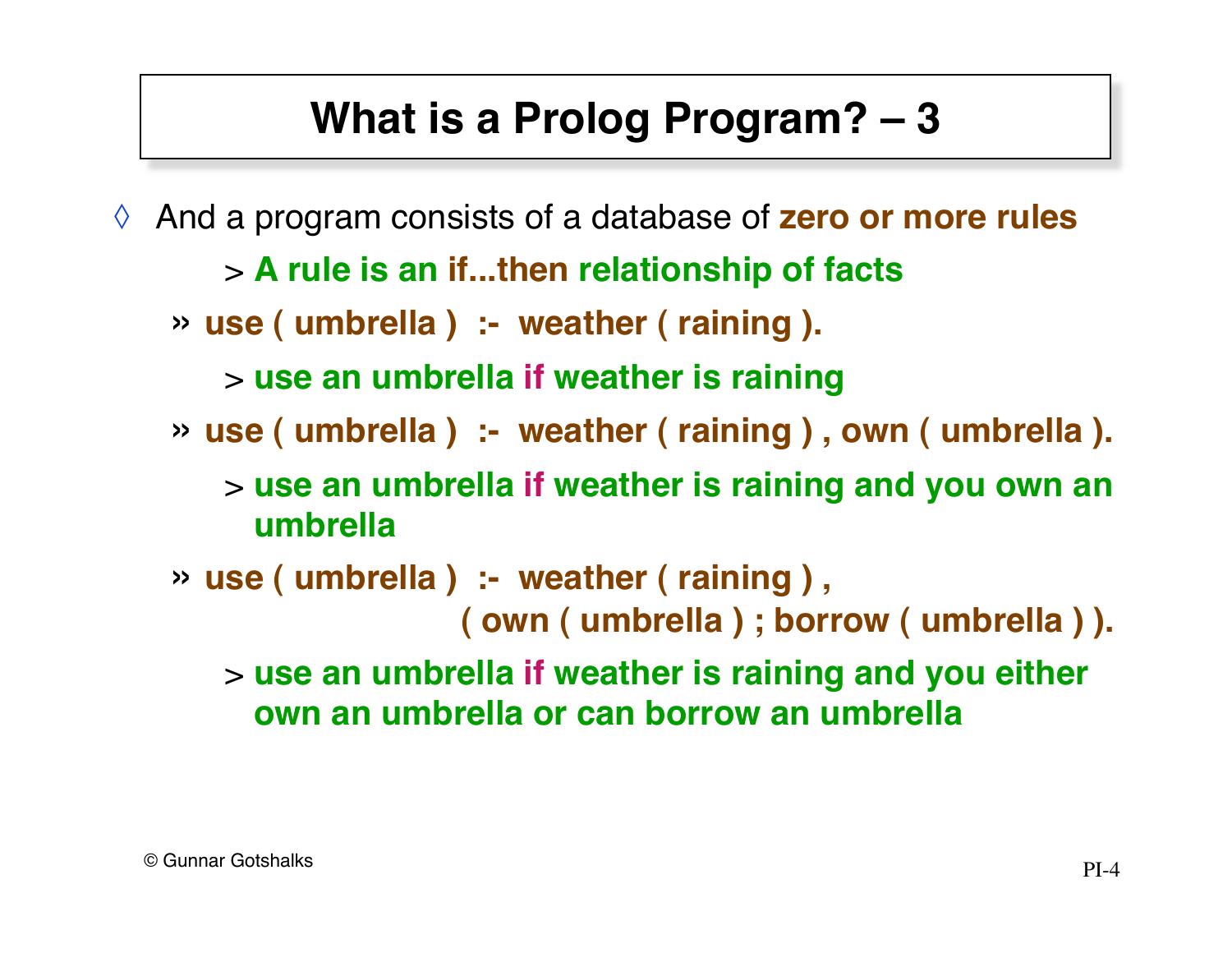# What is a Prolog Program? – 3

- And a program consists of a database of **zero or more rules**
  - > **A rule is an if...then relationship of facts**
  - » **use ( umbrella ) :- weather ( raining ).**
    - > **use an umbrella if weather is raining**
  - » **use ( umbrella ) :- weather ( raining ) , own ( umbrella ).**
    - > **use an umbrella if weather is raining and you own an umbrella**
  - » **use ( umbrella ) :- weather ( raining ) , ( own ( umbrella ) ; borrow ( umbrella ) ).**
    - > **use an umbrella if weather is raining and you either own an umbrella or can borrow an umbrella**

© Gunnar Gotshalks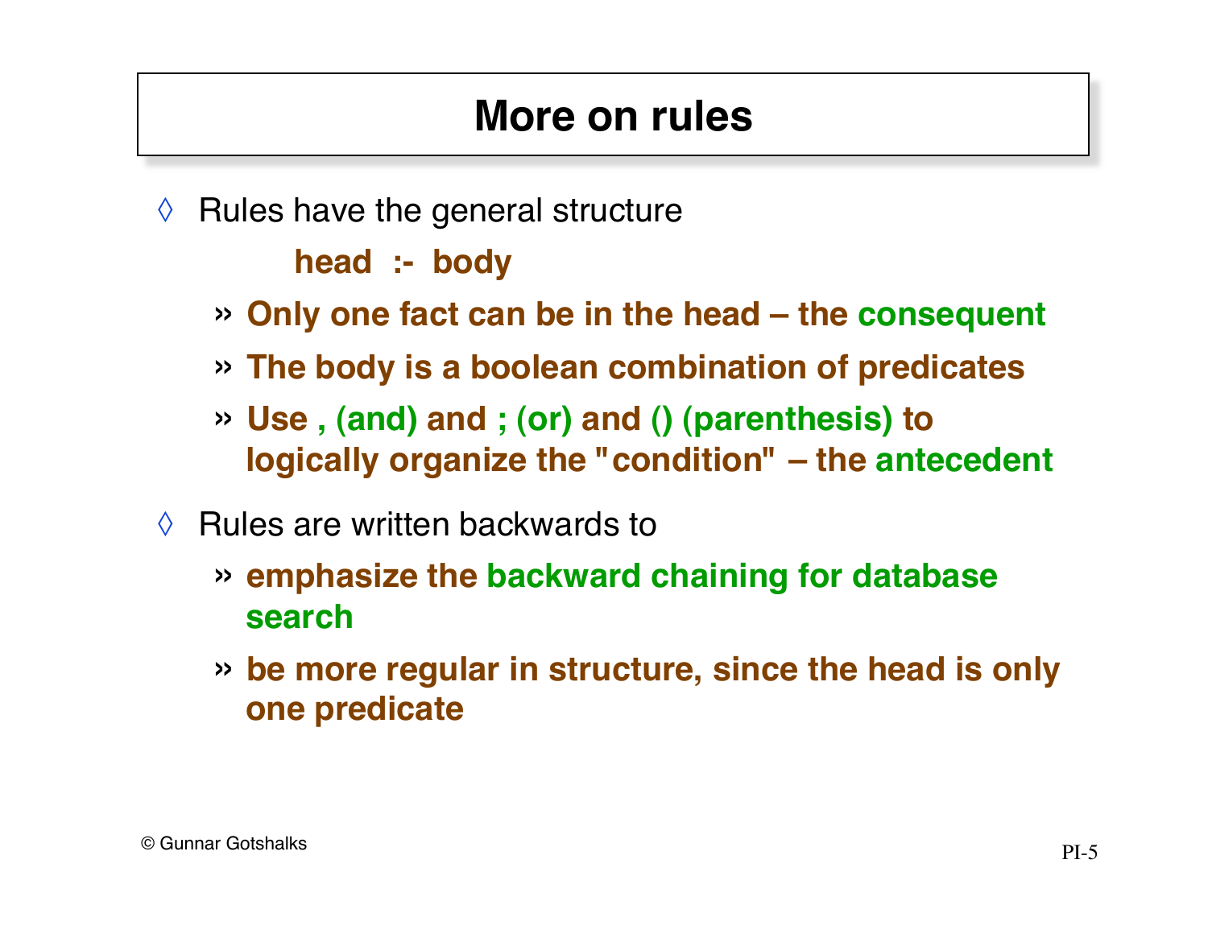# More on rules

- Rules have the general structure

  **head :- body**

  - **Only one fact can be in the head – the consequent**
  - **The body is a boolean combination of predicates**
  - **Use , (and) and ; (or) and () (parenthesis) to logically organize the "condition" – the antecedent**

- Rules are written backwards to
  - **emphasize the backward chaining for database search**
  - **be more regular in structure, since the head is only one predicate**

© Gunnar Gotshalks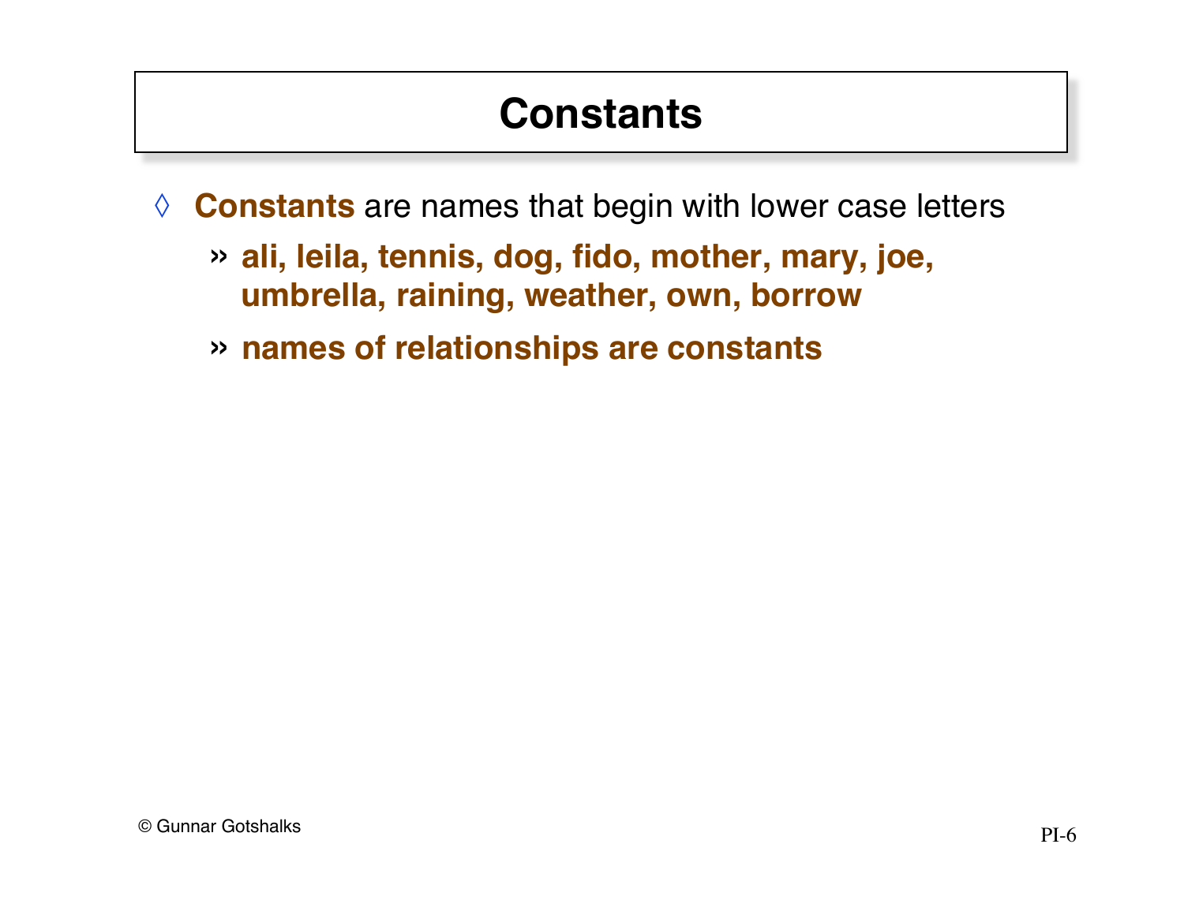# Constants

- **Constants** are names that begin with lower case letters
  - **ali, leila, tennis, dog, fido, mother, mary, joe, umbrella, raining, weather, own, borrow**
  - **names of relationships are constants**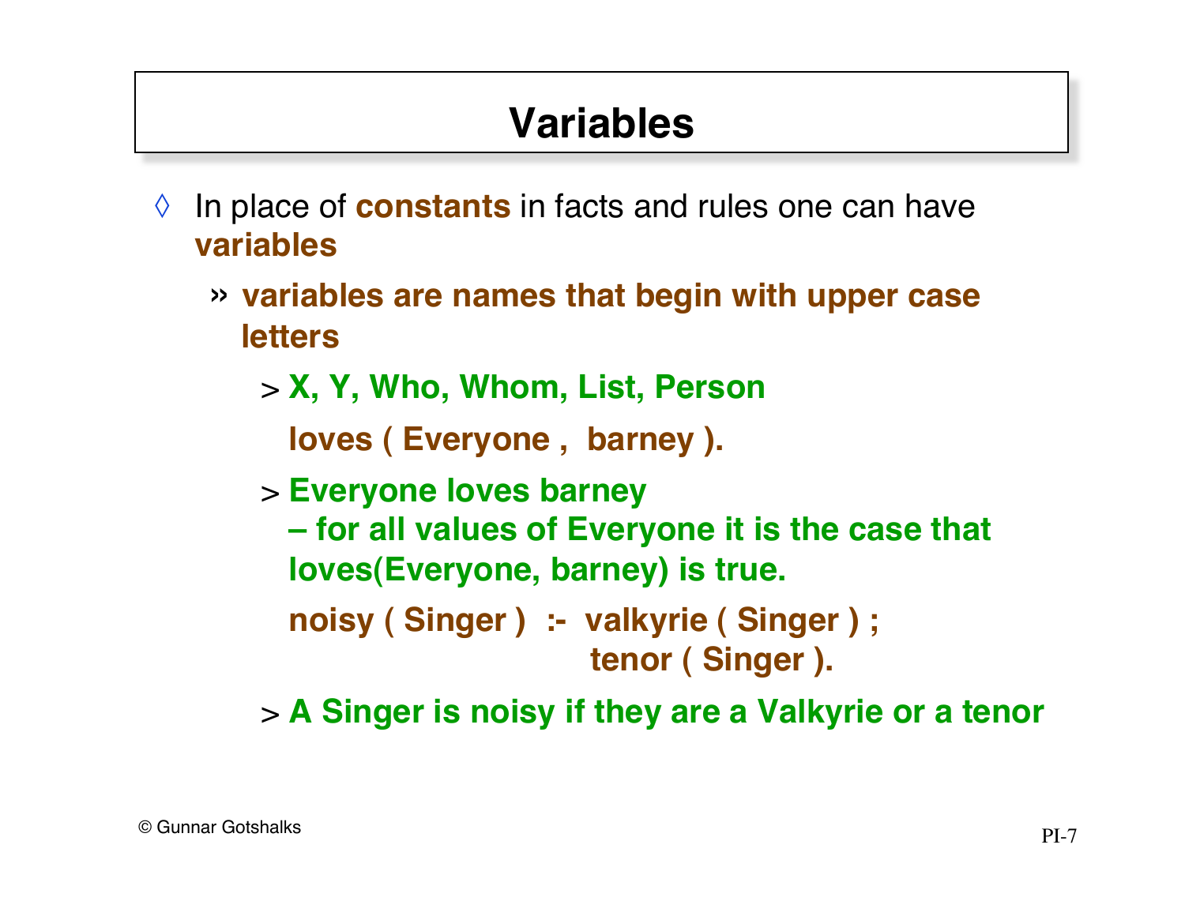# Variables

- In place of **constants** in facts and rules one can have **variables**
  - **variables are names that begin with upper case letters**
    - **X, Y, Who, Whom, List, Person**

```
loves ( Everyone , barney ).
```

    - **Everyone loves barney – for all values of Everyone it is the case that loves(Everyone, barney) is true.**

```
noisy ( Singer ) :- valkyrie ( Singer ) ;
                    tenor ( Singer ).
```

    - **A Singer is noisy if they are a Valkyrie or a tenor**

© Gunnar Gotshalks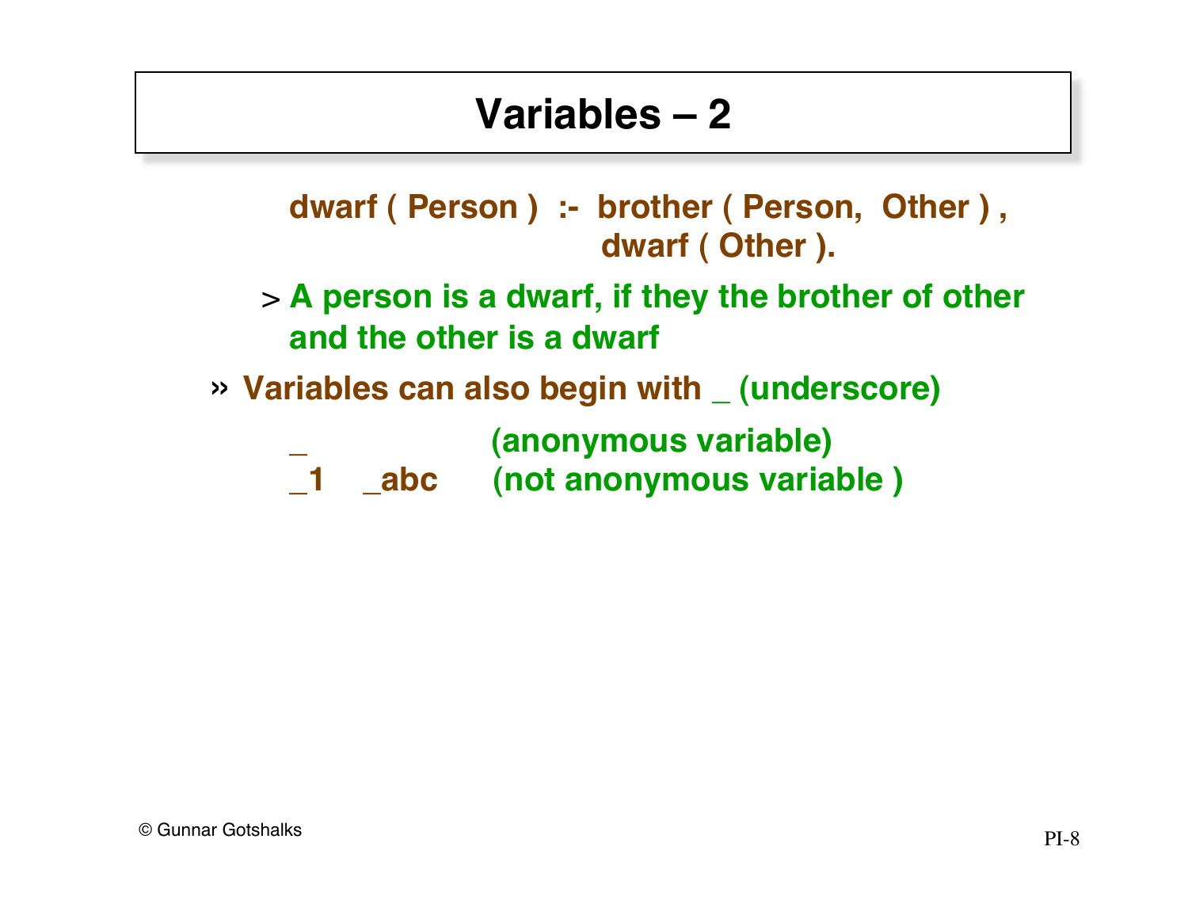# Variables – 2

```
dwarf ( Person )  :-  brother ( Person,  Other ) ,
                      dwarf ( Other ).
```

> A person is a dwarf, if they the brother of other and the other is a dwarf

» Variables can also begin with _ (underscore)

```
_               (anonymous variable)
_1    _abc      (not anonymous variable )
```

© Gunnar Gotshalks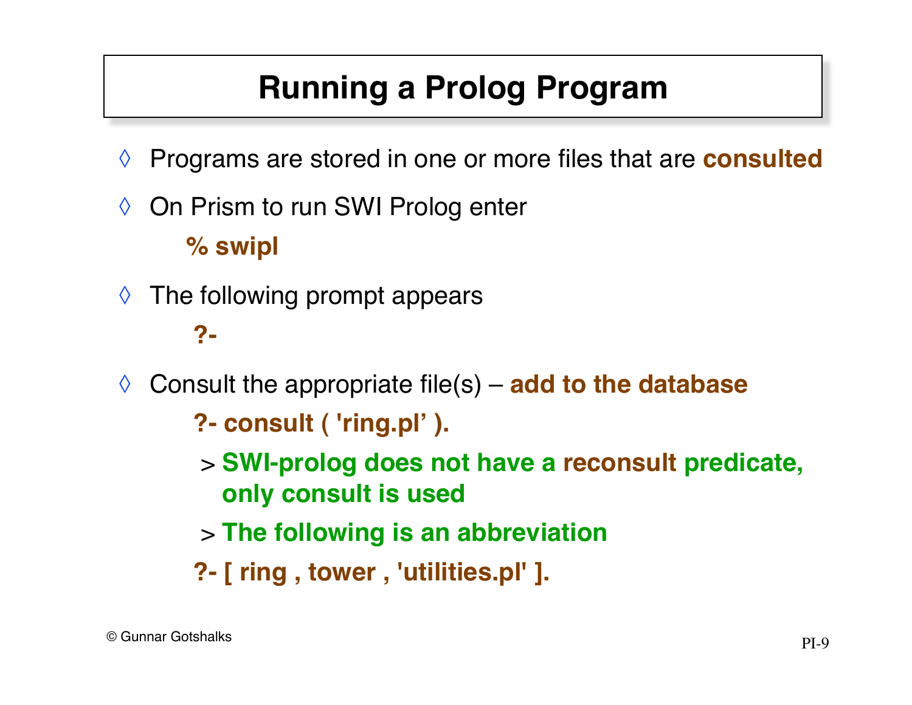# Running a Prolog Program

- Programs are stored in one or more files that are **consulted**
- On Prism to run SWI Prolog enter

  **% swipl**

- The following prompt appears

  **?-**

- Consult the appropriate file(s) – **add to the database**

  **?- consult ( 'ring.pl’ ).**

  > **SWI-prolog does not have a reconsult predicate, only consult is used**

  > **The following is an abbreviation**

  **?- [ ring , tower , 'utilities.pl' ].**

© Gunnar Gotshalks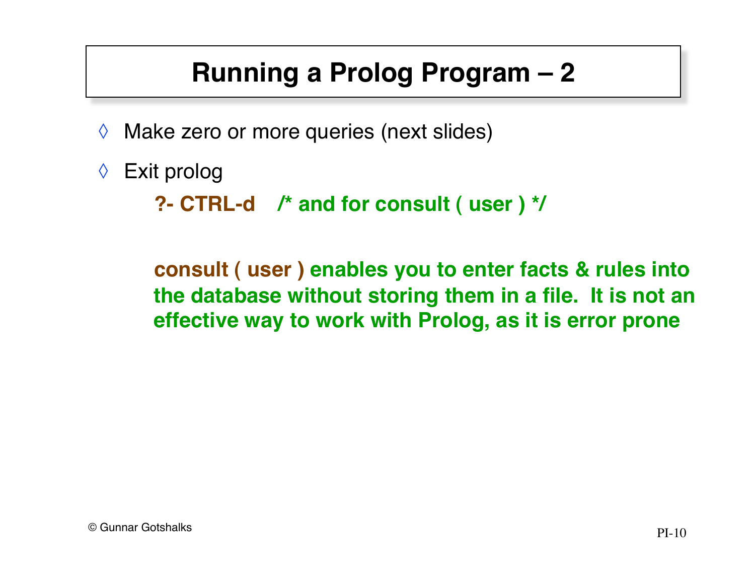# Running a Prolog Program – 2

◊ Make zero or more queries (next slides)

◊ Exit prolog

```
?- CTRL-d    /* and for consult ( user ) */
```

**consult ( user ) enables you to enter facts & rules into the database without storing them in a file. It is not an effective way to work with Prolog, as it is error prone**

© Gunnar Gotshalks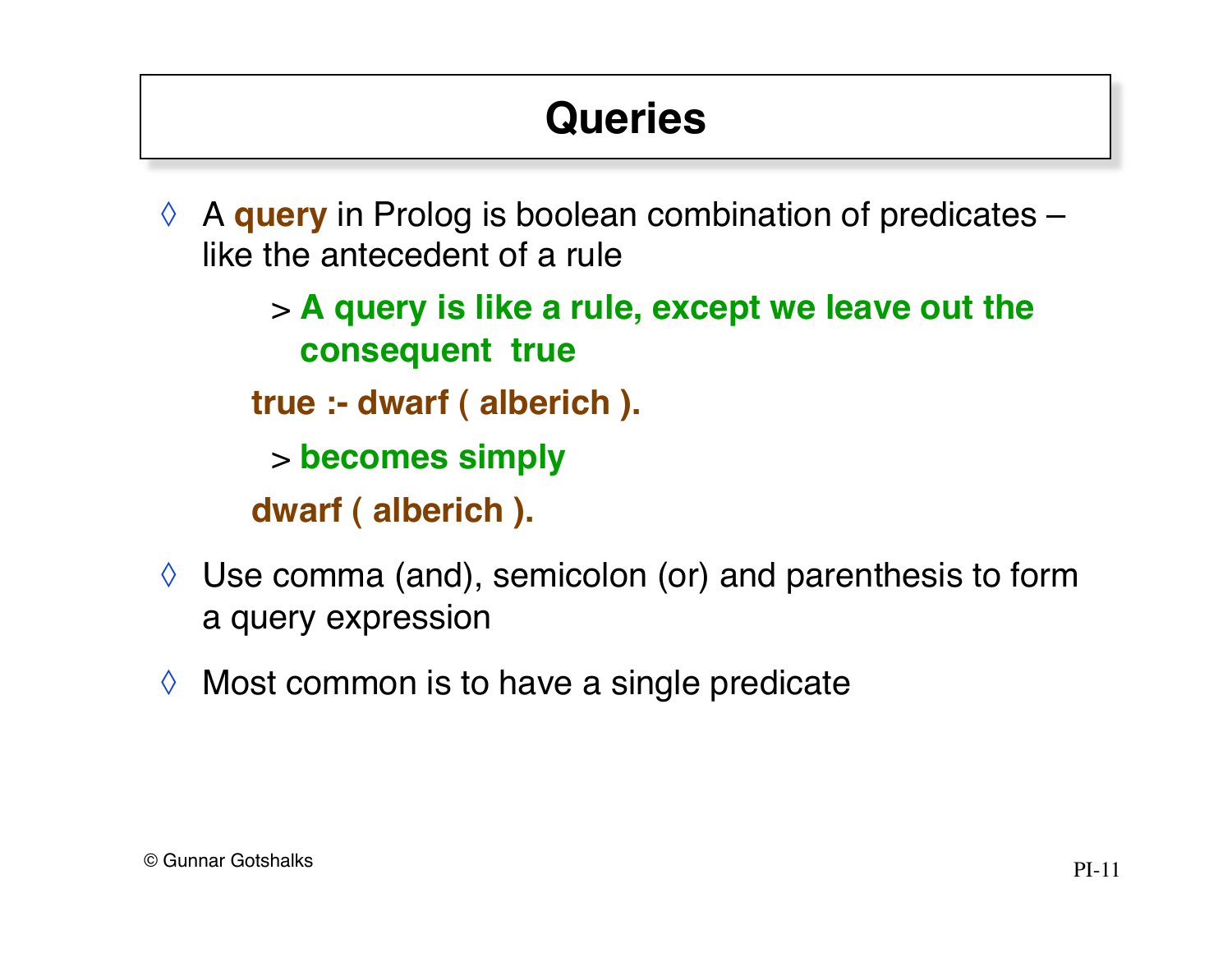# Queries

- A **query** in Prolog is boolean combination of predicates – like the antecedent of a rule
  - > **A query is like a rule, except we leave out the consequent true**

```
true :- dwarf ( alberich ).
```

  - > **becomes simply**

```
dwarf ( alberich ).
```

- Use comma (and), semicolon (or) and parenthesis to form a query expression
- Most common is to have a single predicate

© Gunnar Gotshalks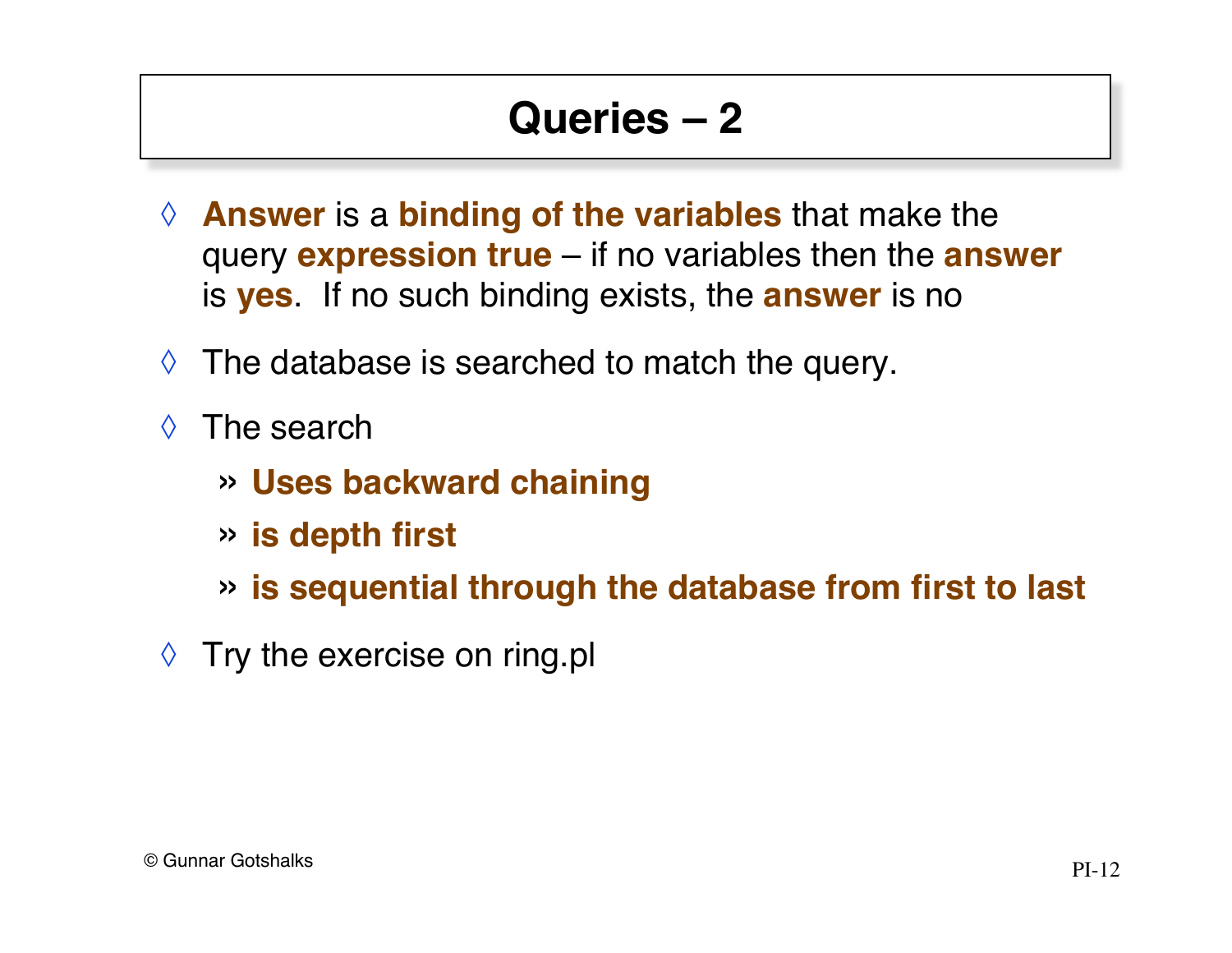# Queries – 2

- **Answer** is a **binding of the variables** that make the query **expression true** – if no variables then the **answer** is **yes**. If no such binding exists, the **answer** is no
- The database is searched to match the query.
- The search
  - **Uses backward chaining**
  - **is depth first**
  - **is sequential through the database from first to last**
- Try the exercise on ring.pl

© Gunnar Gotshalks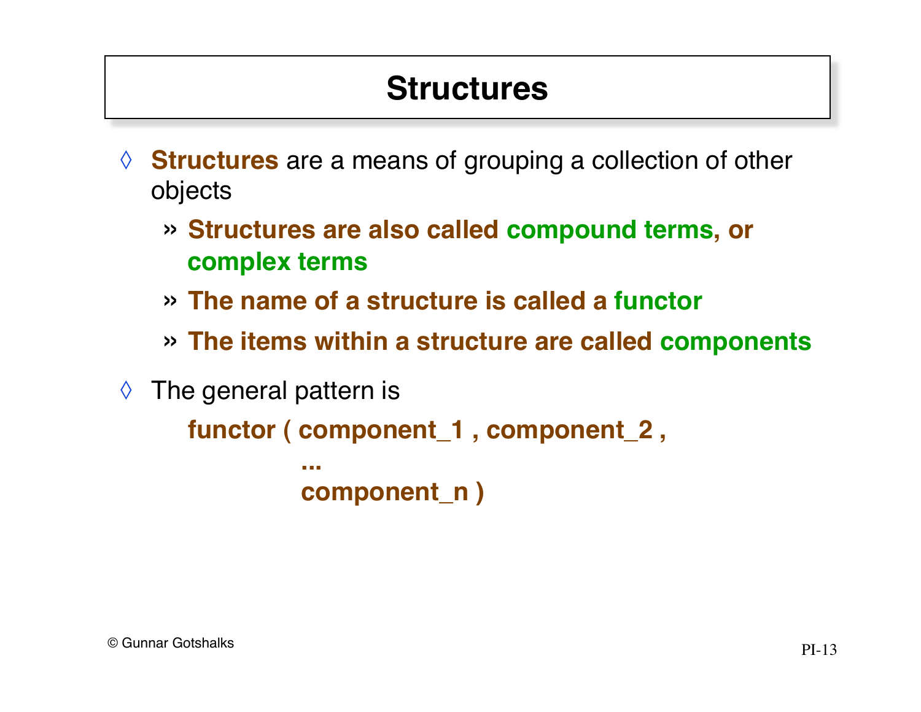# Structures

- **Structures** are a means of grouping a collection of other objects
  - **Structures are also called compound terms, or complex terms**
  - **The name of a structure is called a functor**
  - **The items within a structure are called components**
- The general pattern is

```
functor ( component_1 , component_2 ,
          ...
          component_n )
```

© Gunnar Gotshalks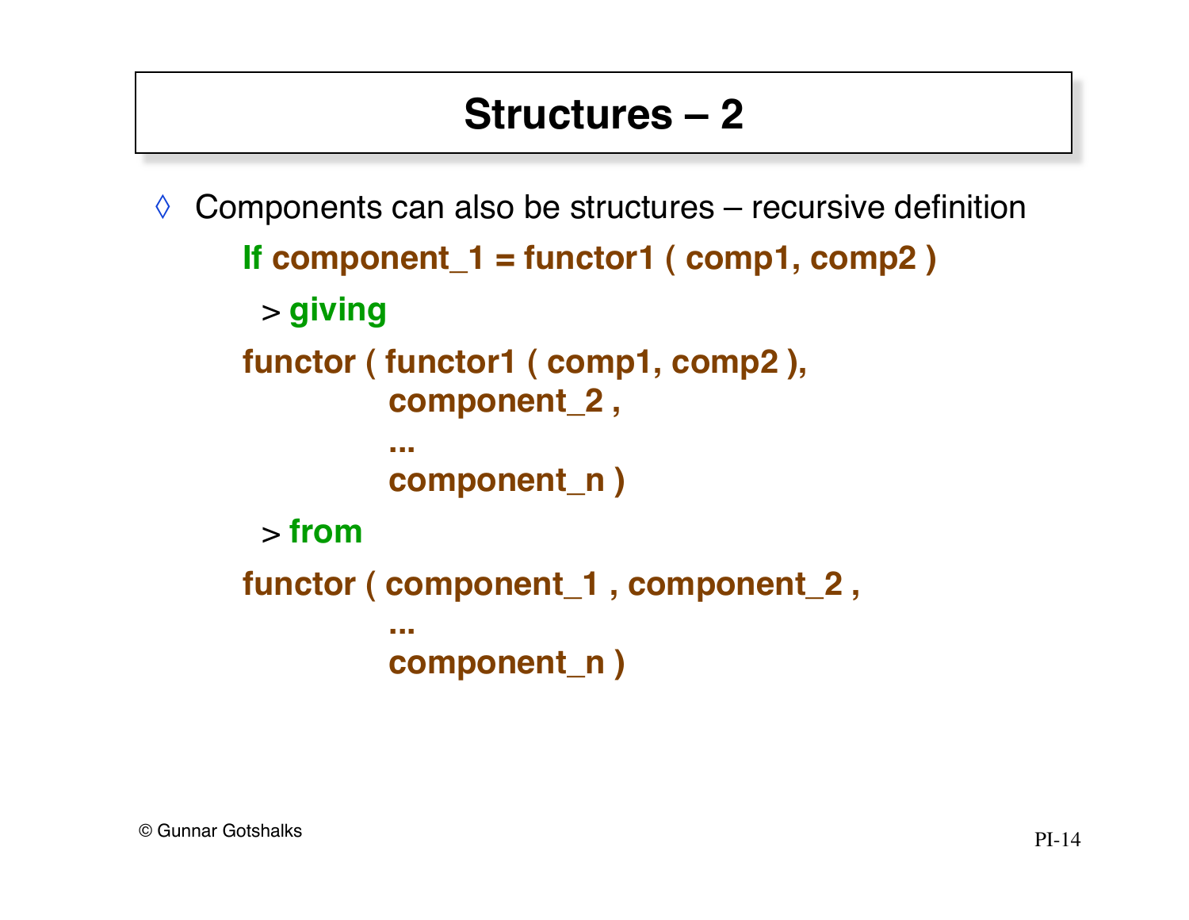# Structures – 2

◊ Components can also be structures – recursive definition

**If component_1 = functor1 ( comp1, comp2 )**

> **giving**

```
functor ( functor1 ( comp1, comp2 ),
          component_2 ,
          ...
          component_n )
```

> **from**

```
functor ( component_1 , component_2 ,
          ...
          component_n )
```

© Gunnar Gotshalks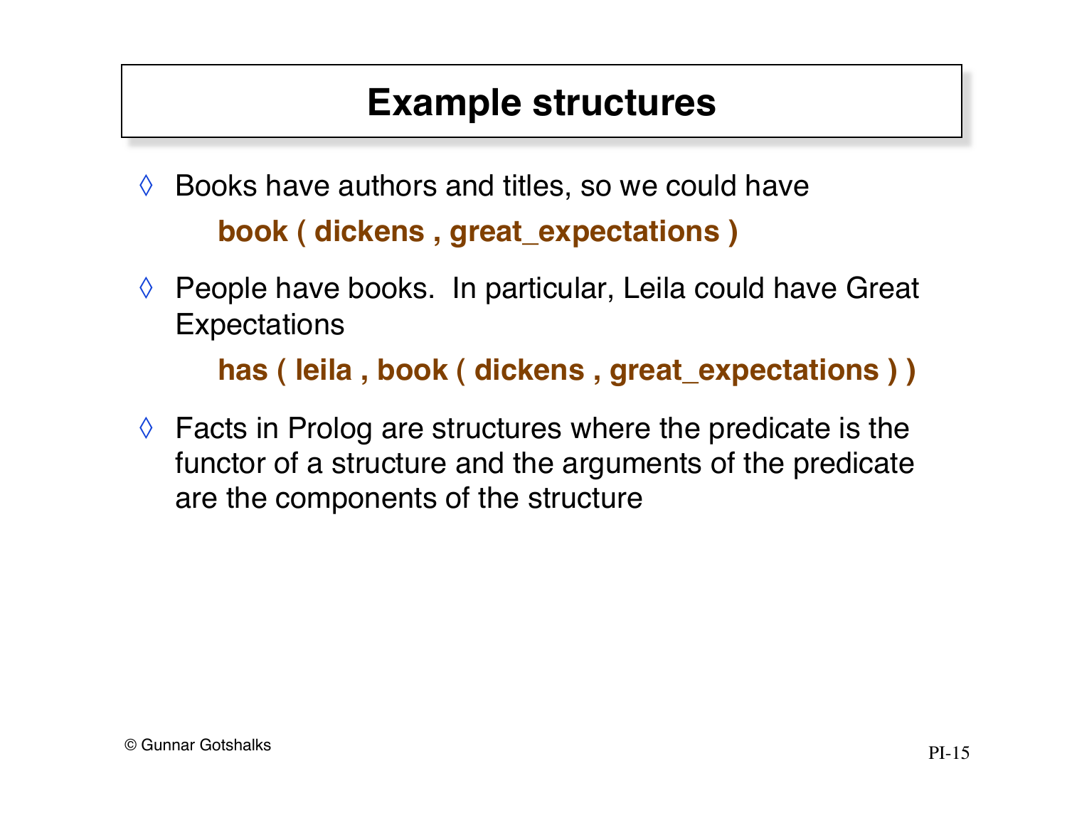# Example structures

- Books have authors and titles, so we could have

  **book ( dickens , great_expectations )**

- People have books. In particular, Leila could have Great Expectations

  **has ( leila , book ( dickens , great_expectations ) )**

- Facts in Prolog are structures where the predicate is the functor of a structure and the arguments of the predicate are the components of the structure

© Gunnar Gotshalks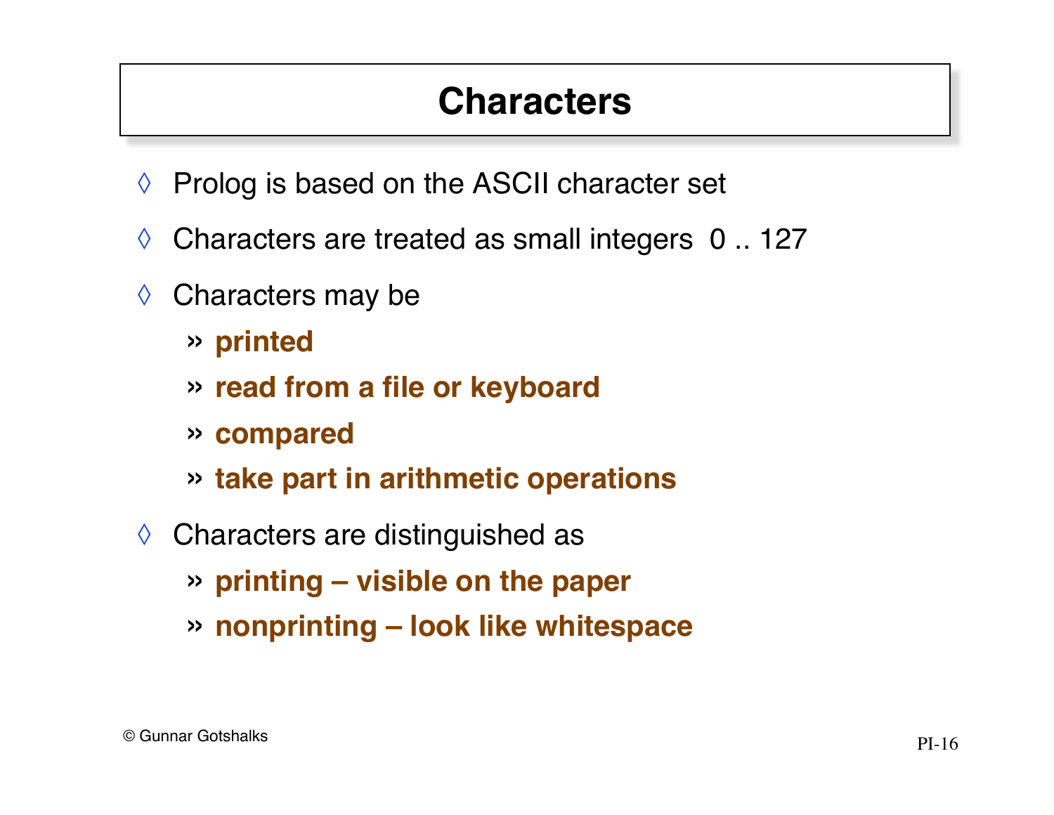# Characters

- Prolog is based on the ASCII character set
- Characters are treated as small integers 0 .. 127
- Characters may be
  - **printed**
  - **read from a file or keyboard**
  - **compared**
  - **take part in arithmetic operations**
- Characters are distinguished as
  - **printing – visible on the paper**
  - **nonprinting – look like whitespace**

© Gunnar Gotshalks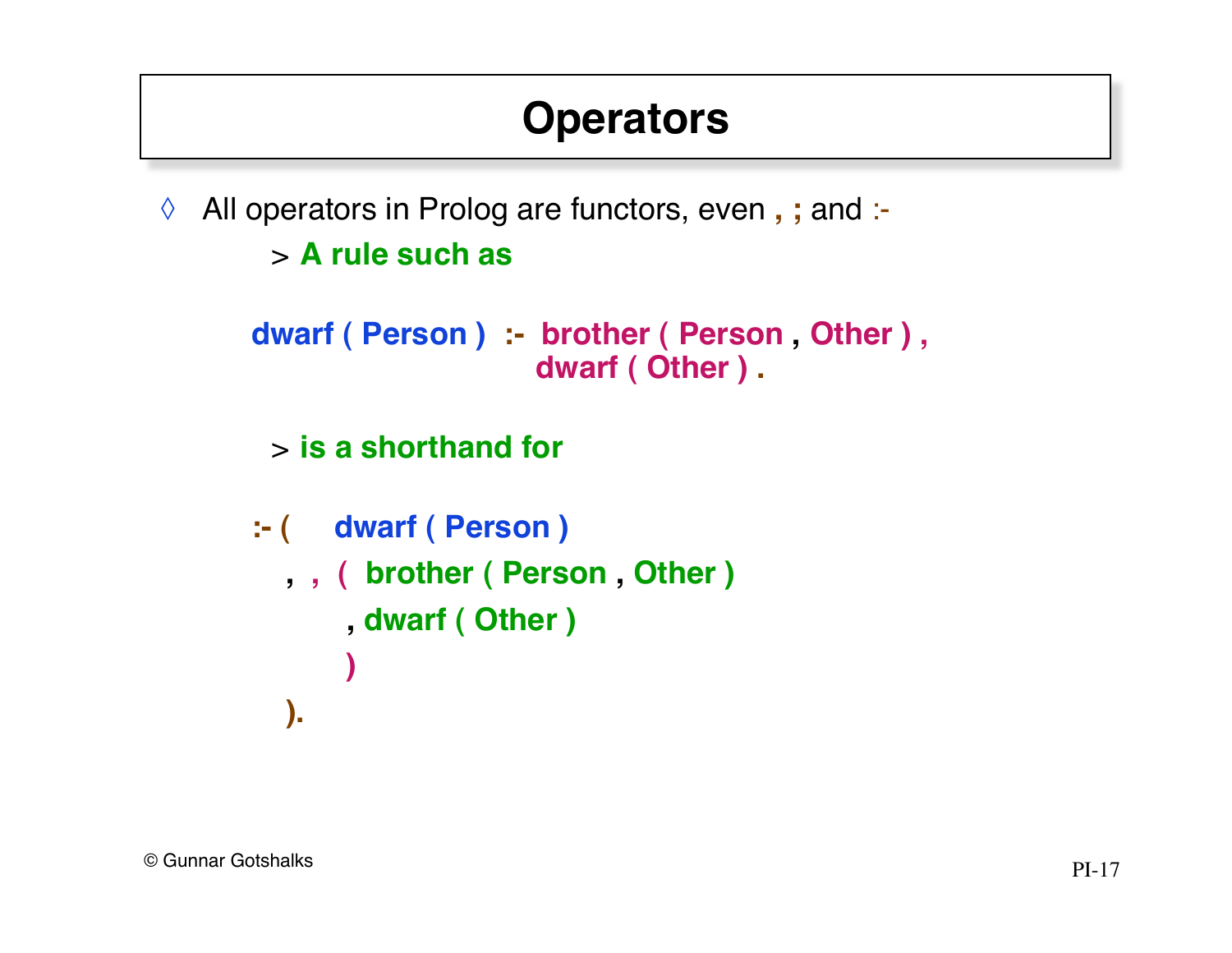# Operators

◊ All operators in Prolog are functors, even **,** **;** and :-

> **A rule such as**

```
dwarf ( Person )  :-  brother ( Person , Other ) ,
                      dwarf ( Other ) .
```

> **is a shorthand for**

```
:- (    dwarf ( Person )
   , , (  brother ( Person , Other )
        , dwarf ( Other )
        )
   ).
```

© Gunnar Gotshalks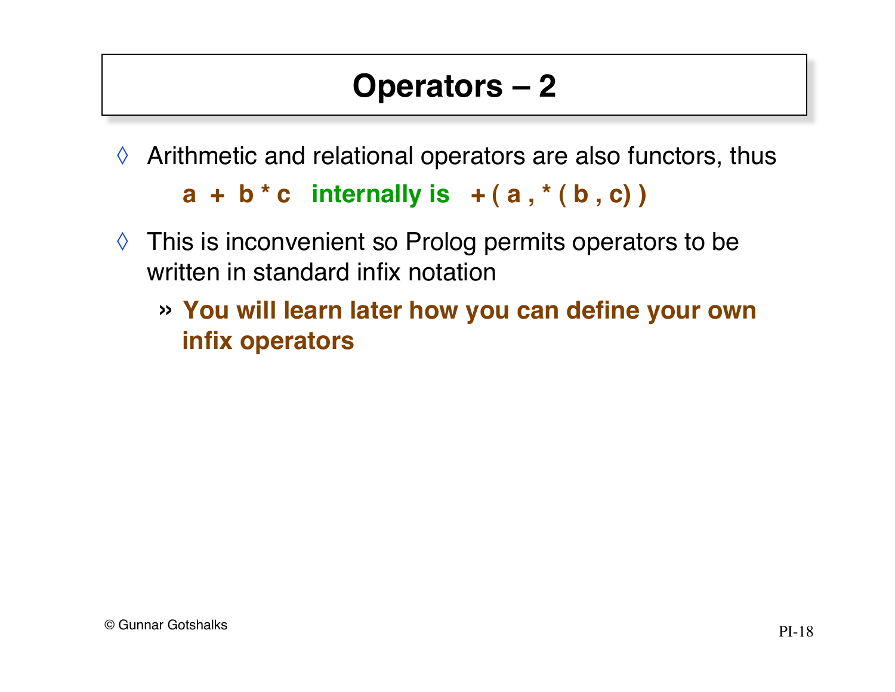# Operators – 2

- Arithmetic and relational operators are also functors, thus

  **a + b * c** **internally is** **+ ( a , * ( b , c) )**

- This is inconvenient so Prolog permits operators to be written in standard infix notation
  - **You will learn later how you can define your own infix operators**

© Gunnar Gotshalks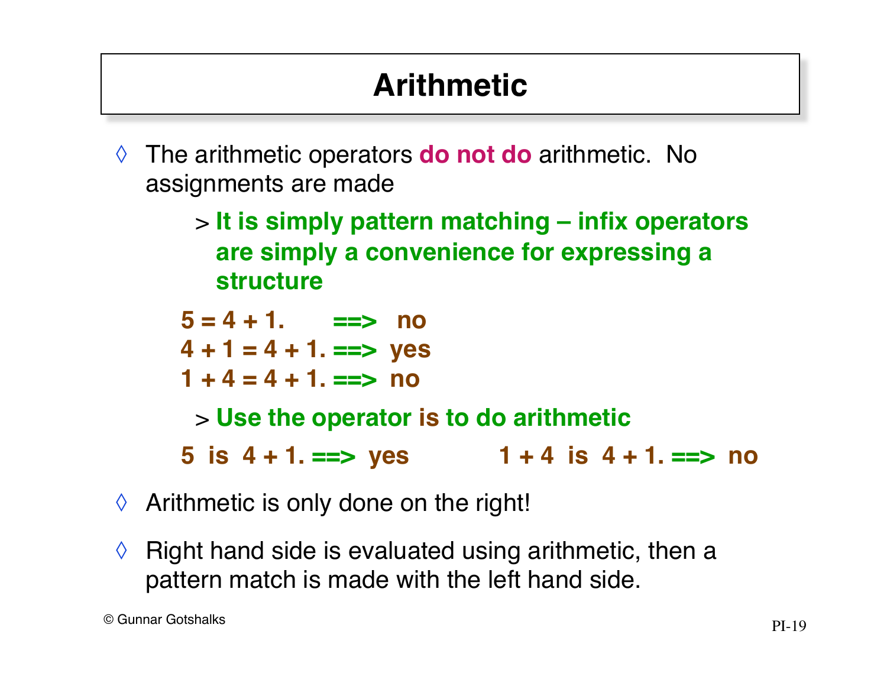# Arithmetic

- The arithmetic operators **do not do** arithmetic. No assignments are made
  > **It is simply pattern matching – infix operators are simply a convenience for expressing a structure**

```
5 = 4 + 1.      ==>  no
4 + 1 = 4 + 1.  ==>  yes
1 + 4 = 4 + 1.  ==>  no
```

  > **Use the operator is to do arithmetic**

```
5  is  4 + 1. ==>  yes          1 + 4  is  4 + 1. ==>  no
```

- Arithmetic is only done on the right!
- Right hand side is evaluated using arithmetic, then a pattern match is made with the left hand side.

© Gunnar Gotshalks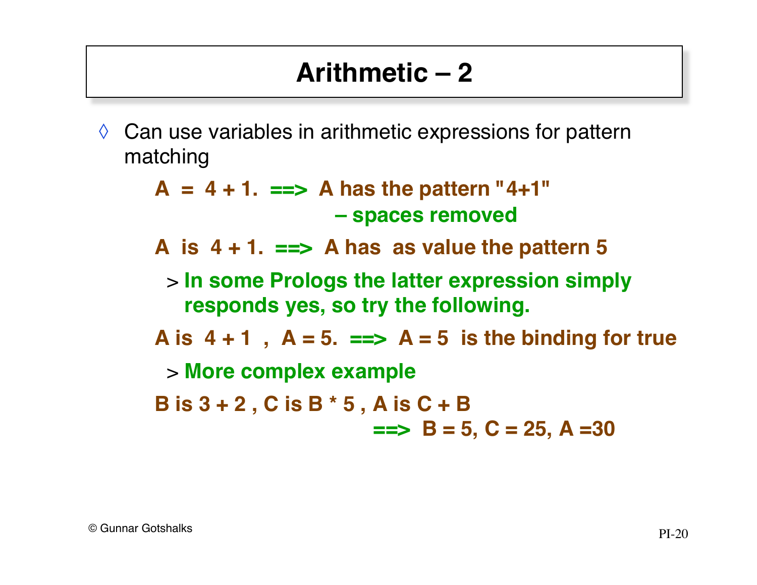# Arithmetic – 2

- Can use variables in arithmetic expressions for pattern matching

  **A = 4 + 1. ==> A has the pattern "4+1"**
  **– spaces removed**

  **A is 4 + 1. ==> A has as value the pattern 5**

  - **In some Prologs the latter expression simply responds yes, so try the following.**

  **A is 4 + 1 , A = 5. ==> A = 5 is the binding for true**

  - **More complex example**

  **B is 3 + 2 , C is B * 5 , A is C + B**
  **==> B = 5, C = 25, A =30**

© Gunnar Gotshalks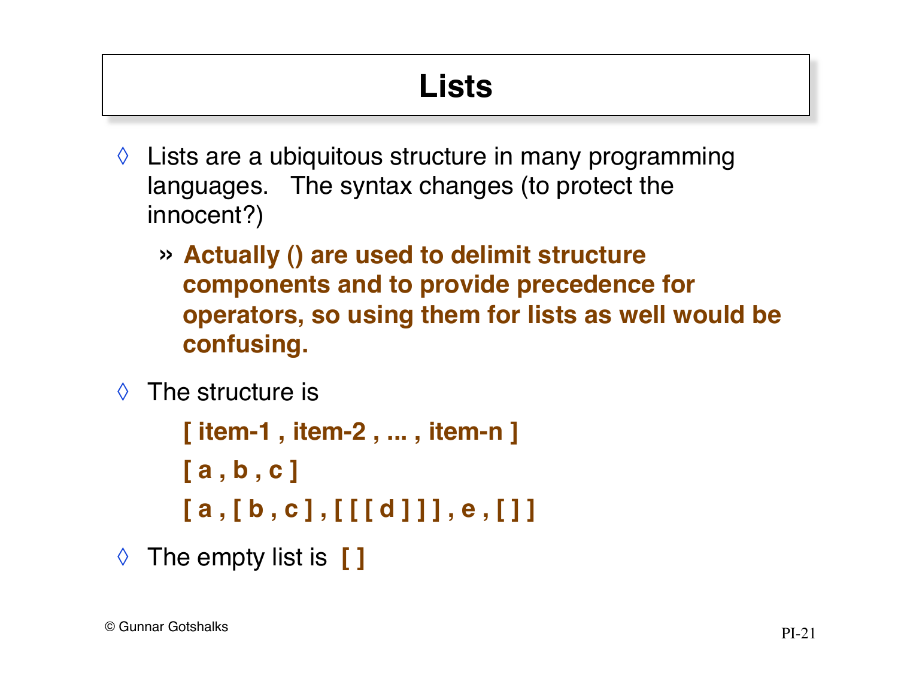# Lists

- Lists are a ubiquitous structure in many programming languages. The syntax changes (to protect the innocent?)
  - **Actually () are used to delimit structure components and to provide precedence for operators, so using them for lists as well would be confusing.**
- The structure is

  **[ item-1 , item-2 , ... , item-n ]**

  **[ a , b , c ]**

  **[ a , [ b , c ] , [ [ [ d ] ] ] , e , [ ] ]**
- The empty list is **[ ]**

© Gunnar Gotshalks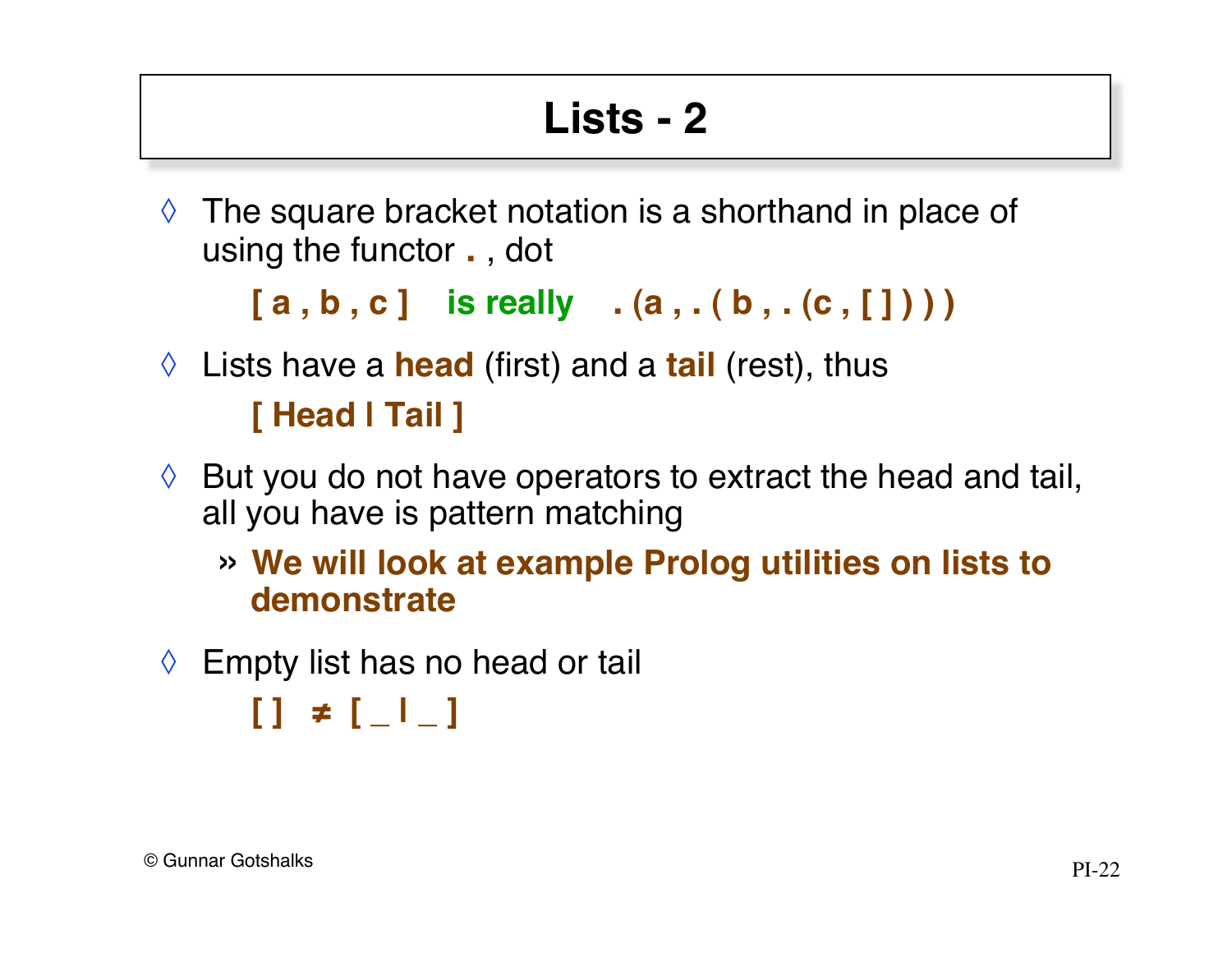# Lists - 2

- The square bracket notation is a shorthand in place of using the functor **.** , dot

  **[ a , b , c ]   is really   . (a , . ( b , . (c , [ ] ) ) )**

- Lists have a **head** (first) and a **tail** (rest), thus

  **[ Head | Tail ]**

- But you do not have operators to extract the head and tail, all you have is pattern matching
  - **We will look at example Prolog utilities on lists to demonstrate**

- Empty list has no head or tail

  **[ ] ≠ [ _ | _ ]**

© Gunnar Gotshalks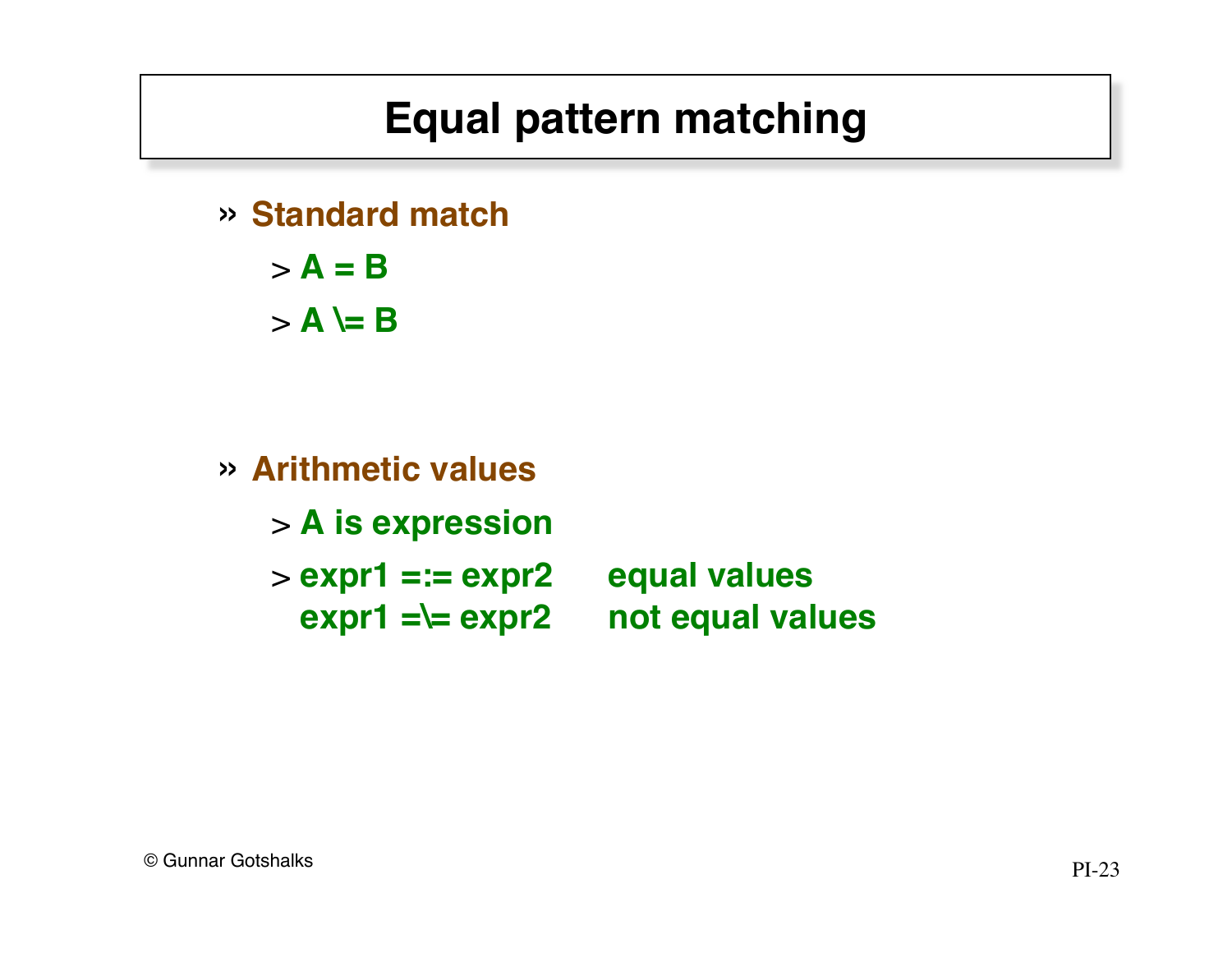# Equal pattern matching

- **Standard match**
  - **A = B**
  - **A \= B**

- **Arithmetic values**
  - **A is expression**
  - **expr1 =:= expr2** equal values
    **expr1 =\= expr2** not equal values

© Gunnar Gotshalks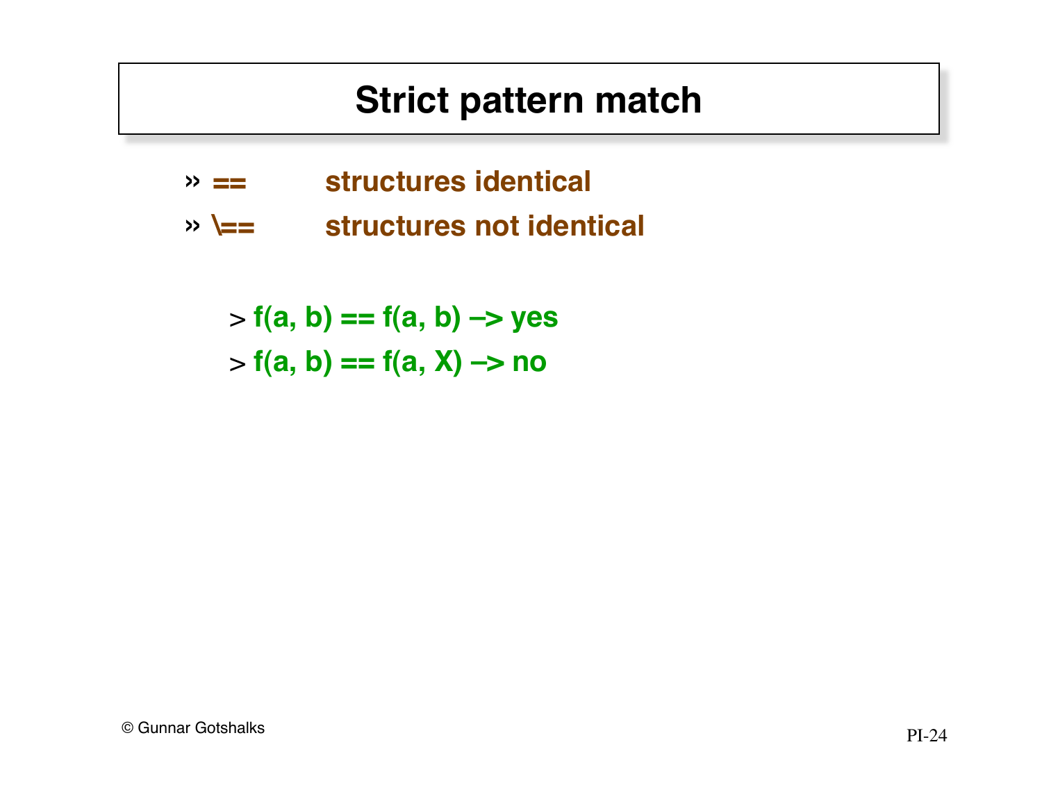# Strict pattern match

- **==**  **structures identical**
- **\==**  **structures not identical**

> **f(a, b) == f(a, b) –> yes**
>
> **f(a, b) == f(a, X) –> no**

© Gunnar Gotshalks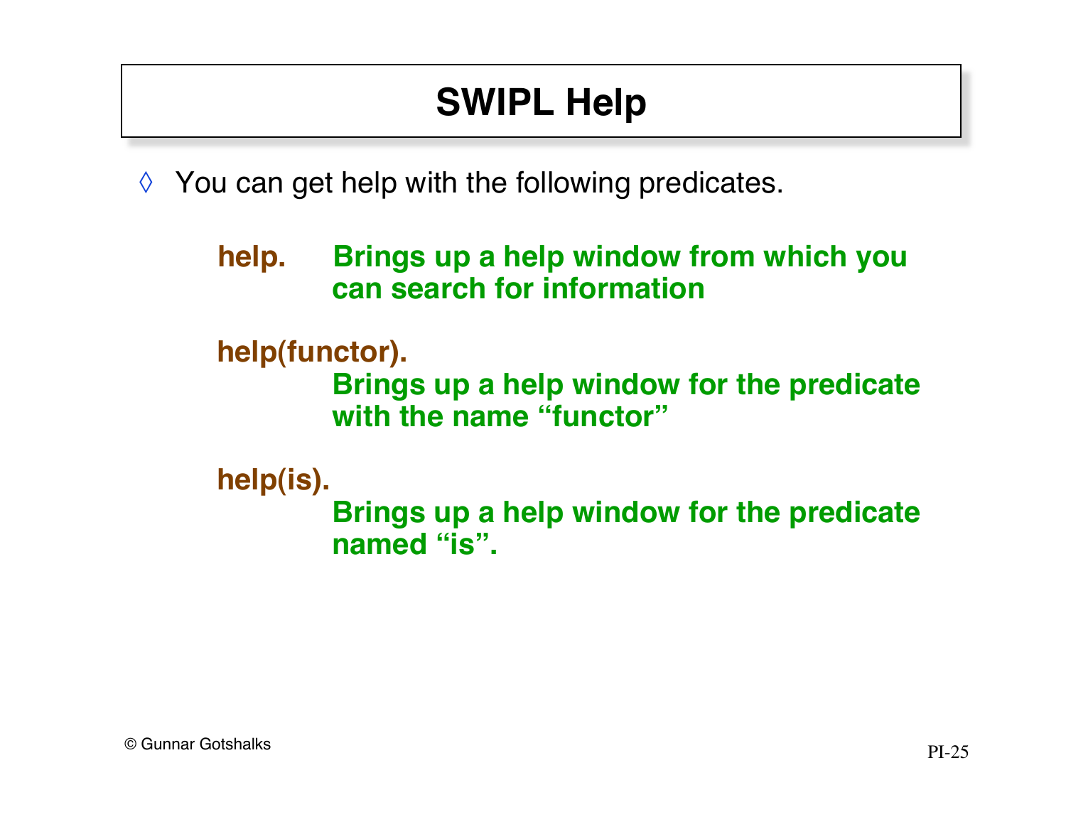# SWIPL Help

- You can get help with the following predicates.

**help.** **Brings up a help window from which you can search for information**

**help(functor).**
**Brings up a help window for the predicate with the name "functor"**

**help(is).**
**Brings up a help window for the predicate named "is".**

© Gunnar Gotshalks